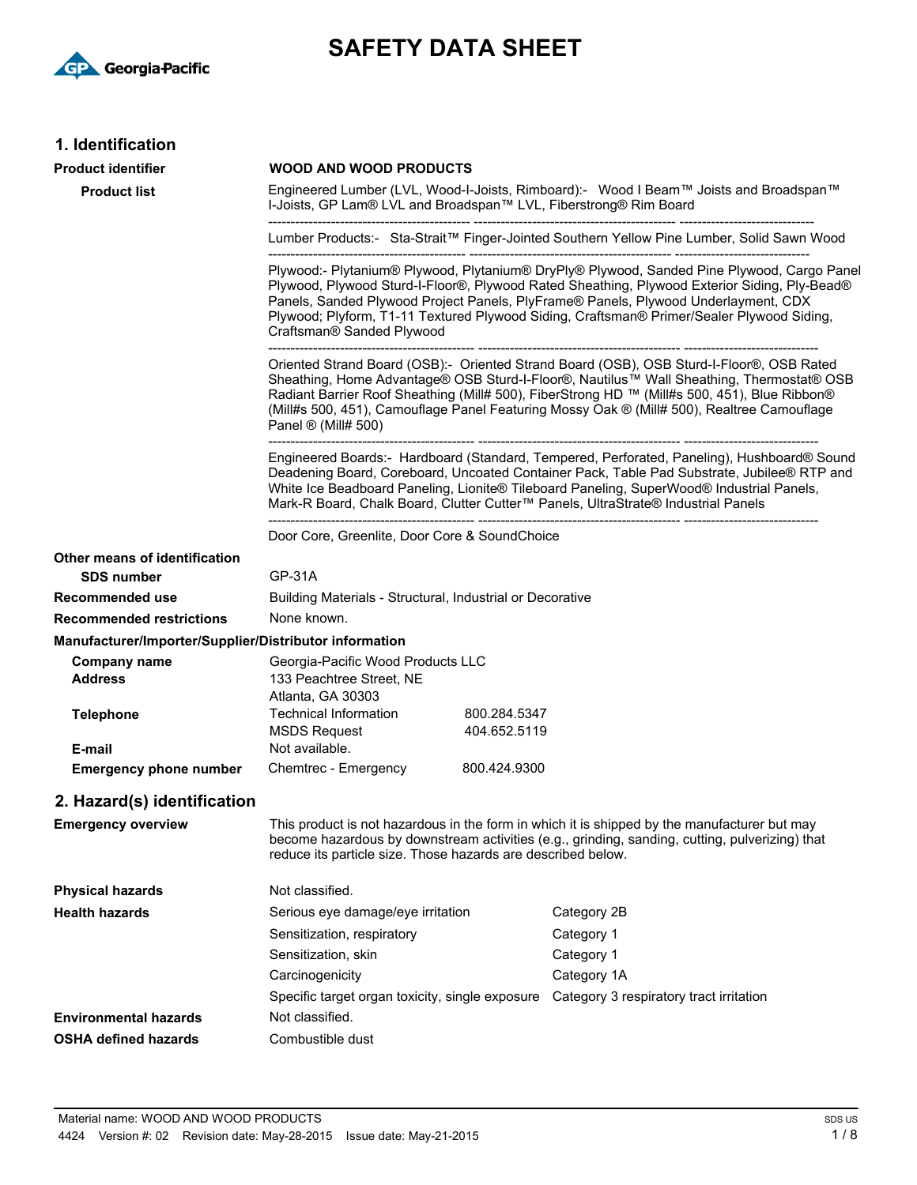# SAFETY DATA SHEET

## 1. Identification

**Product identifier** — **WOOD AND WOOD PRODUCTS**

**Product list**

Engineered Lumber (LVL, Wood-I-Joists, Rimboard):- Wood I Beam™ Joists and Broadspan™ I-Joists, GP Lam® LVL and Broadspan™ LVL, Fiberstrong® Rim Board

---

Lumber Products:- Sta-Strait™ Finger-Jointed Southern Yellow Pine Lumber, Solid Sawn Wood

---

Plywood:- Plytanium® Plywood, Plytanium® DryPly® Plywood, Sanded Pine Plywood, Cargo Panel Plywood, Plywood Sturd-I-Floor®, Plywood Rated Sheathing, Plywood Exterior Siding, Ply-Bead® Panels, Sanded Plywood Project Panels, PlyFrame® Panels, Plywood Underlayment, CDX Plywood; Plyform, T1-11 Textured Plywood Siding, Craftsman® Primer/Sealer Plywood Siding, Craftsman® Sanded Plywood

---

Oriented Strand Board (OSB):- Oriented Strand Board (OSB), OSB Sturd-I-Floor®, OSB Rated Sheathing, Home Advantage® OSB Sturd-I-Floor®, Nautilus™ Wall Sheathing, Thermostat® OSB Radiant Barrier Roof Sheathing (Mill# 500), FiberStrong HD ™ (Mill#s 500, 451), Blue Ribbon® (Mill#s 500, 451), Camouflage Panel Featuring Mossy Oak ® (Mill# 500), Realtree Camouflage Panel ® (Mill# 500)

---

Engineered Boards:- Hardboard (Standard, Tempered, Perforated, Paneling), Hushboard® Sound Deadening Board, Coreboard, Uncoated Container Pack, Table Pad Substrate, Jubilee® RTP and White Ice Beadboard Paneling, Lionite® Tileboard Paneling, SuperWood® Industrial Panels, Mark-R Board, Chalk Board, Clutter Cutter™ Panels, UltraStrate® Industrial Panels

---

Door Core, Greenlite, Door Core & SoundChoice

**Other means of identification**

**SDS number** — GP-31A

**Recommended use** — Building Materials - Structural, Industrial or Decorative

**Recommended restrictions** — None known.

**Manufacturer/Importer/Supplier/Distributor information**

| | | |
|---|---|---|
| **Company name** | Georgia-Pacific Wood Products LLC | |
| **Address** | 133 Peachtree Street, NE | |
| | Atlanta, GA 30303 | |
| **Telephone** | Technical Information | 800.284.5347 |
| | MSDS Request | 404.652.5119 |
| **E-mail** | Not available. | |
| **Emergency phone number** | Chemtrec - Emergency | 800.424.9300 |

## 2. Hazard(s) identification

**Emergency overview** — This product is not hazardous in the form in which it is shipped by the manufacturer but may become hazardous by downstream activities (e.g., grinding, sanding, cutting, pulverizing) that reduce its particle size. Those hazards are described below.

| | | |
|---|---|---|
| **Physical hazards** | Not classified. | |
| **Health hazards** | Serious eye damage/eye irritation | Category 2B |
| | Sensitization, respiratory | Category 1 |
| | Sensitization, skin | Category 1 |
| | Carcinogenicity | Category 1A |
| | Specific target organ toxicity, single exposure | Category 3 respiratory tract irritation |
| **Environmental hazards** | Not classified. | |
| **OSHA defined hazards** | Combustible dust | |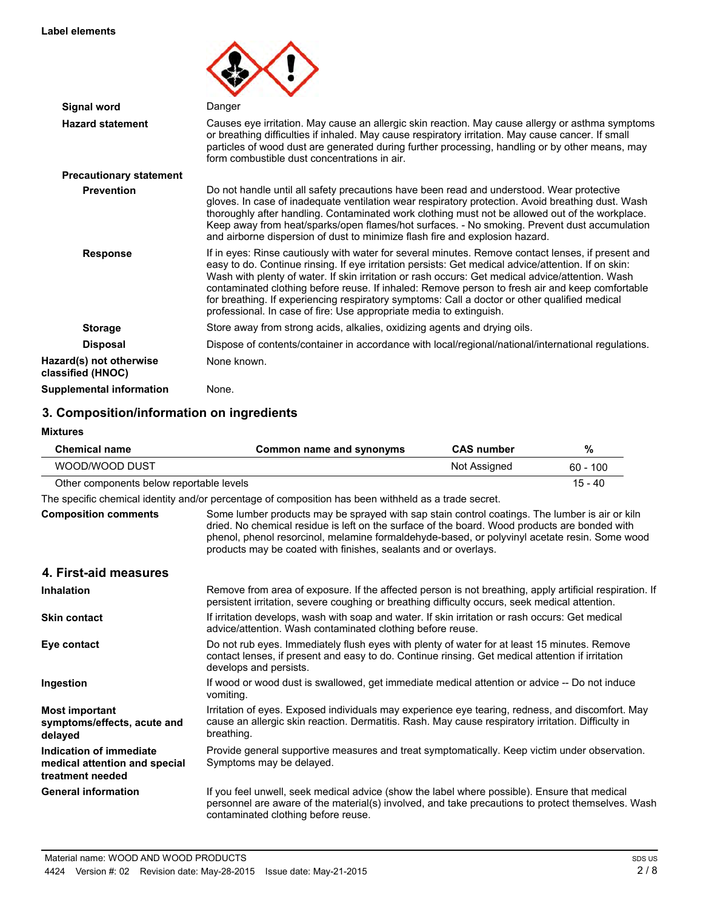**Label elements**

| | |
|---|---|
| **Signal word** | Danger |
| **Hazard statement** | Causes eye irritation. May cause an allergic skin reaction. May cause allergy or asthma symptoms or breathing difficulties if inhaled. May cause respiratory irritation. May cause cancer. If small particles of wood dust are generated during further processing, handling or by other means, may form combustible dust concentrations in air. |

**Precautionary statement**

| | |
|---|---|
| **Prevention** | Do not handle until all safety precautions have been read and understood. Wear protective gloves. In case of inadequate ventilation wear respiratory protection. Avoid breathing dust. Wash thoroughly after handling. Contaminated work clothing must not be allowed out of the workplace. Keep away from heat/sparks/open flames/hot surfaces. - No smoking. Prevent dust accumulation and airborne dispersion of dust to minimize flash fire and explosion hazard. |
| **Response** | If in eyes: Rinse cautiously with water for several minutes. Remove contact lenses, if present and easy to do. Continue rinsing. If eye irritation persists: Get medical advice/attention. If on skin: Wash with plenty of water. If skin irritation or rash occurs: Get medical advice/attention. Wash contaminated clothing before reuse. If inhaled: Remove person to fresh air and keep comfortable for breathing. If experiencing respiratory symptoms: Call a doctor or other qualified medical professional. In case of fire: Use appropriate media to extinguish. |
| **Storage** | Store away from strong acids, alkalies, oxidizing agents and drying oils. |
| **Disposal** | Dispose of contents/container in accordance with local/regional/national/international regulations. |
| **Hazard(s) not otherwise classified (HNOC)** | None known. |
| **Supplemental information** | None. |

## 3. Composition/information on ingredients

**Mixtures**

| Chemical name | Common name and synonyms | CAS number | % |
|---|---|---|---|
| WOOD/WOOD DUST | | Not Assigned | 60 - 100 |
| Other components below reportable levels | | | 15 - 40 |

The specific chemical identity and/or percentage of composition has been withheld as a trade secret.

**Composition comments** Some lumber products may be sprayed with sap stain control coatings. The lumber is air or kiln dried. No chemical residue is left on the surface of the board. Wood products are bonded with phenol, phenol resorcinol, melamine formaldehyde-based, or polyvinyl acetate resin. Some wood products may be coated with finishes, sealants and or overlays.

## 4. First-aid measures

| | |
|---|---|
| **Inhalation** | Remove from area of exposure. If the affected person is not breathing, apply artificial respiration. If persistent irritation, severe coughing or breathing difficulty occurs, seek medical attention. |
| **Skin contact** | If irritation develops, wash with soap and water. If skin irritation or rash occurs: Get medical advice/attention. Wash contaminated clothing before reuse. |
| **Eye contact** | Do not rub eyes. Immediately flush eyes with plenty of water for at least 15 minutes. Remove contact lenses, if present and easy to do. Continue rinsing. Get medical attention if irritation develops and persists. |
| **Ingestion** | If wood or wood dust is swallowed, get immediate medical attention or advice -- Do not induce vomiting. |
| **Most important symptoms/effects, acute and delayed** | Irritation of eyes. Exposed individuals may experience eye tearing, redness, and discomfort. May cause an allergic skin reaction. Dermatitis. Rash. May cause respiratory irritation. Difficulty in breathing. |
| **Indication of immediate medical attention and special treatment needed** | Provide general supportive measures and treat symptomatically. Keep victim under observation. Symptoms may be delayed. |
| **General information** | If you feel unwell, seek medical advice (show the label where possible). Ensure that medical personnel are aware of the material(s) involved, and take precautions to protect themselves. Wash contaminated clothing before reuse. |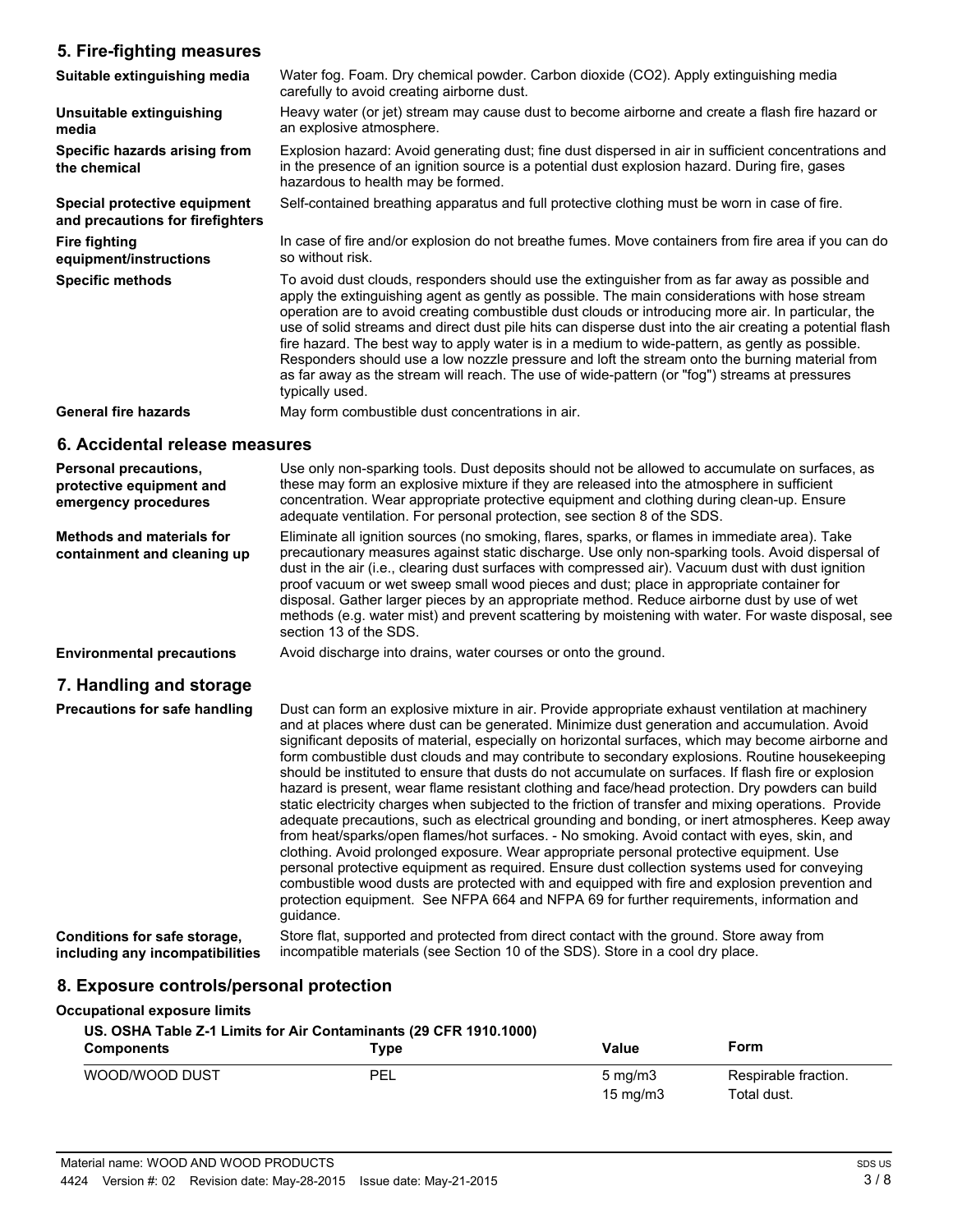## 5. Fire-fighting measures

| | |
|---|---|
| **Suitable extinguishing media** | Water fog. Foam. Dry chemical powder. Carbon dioxide ($CO_2$). Apply extinguishing media carefully to avoid creating airborne dust. |
| **Unsuitable extinguishing media** | Heavy water (or jet) stream may cause dust to become airborne and create a flash fire hazard or an explosive atmosphere. |
| **Specific hazards arising from the chemical** | Explosion hazard: Avoid generating dust; fine dust dispersed in air in sufficient concentrations and in the presence of an ignition source is a potential dust explosion hazard. During fire, gases hazardous to health may be formed. |
| **Special protective equipment and precautions for firefighters** | Self-contained breathing apparatus and full protective clothing must be worn in case of fire. |
| **Fire fighting equipment/instructions** | In case of fire and/or explosion do not breathe fumes. Move containers from fire area if you can do so without risk. |
| **Specific methods** | To avoid dust clouds, responders should use the extinguisher from as far away as possible and apply the extinguishing agent as gently as possible. The main considerations with hose stream operation are to avoid creating combustible dust clouds or introducing more air. In particular, the use of solid streams and direct dust pile hits can disperse dust into the air creating a potential flash fire hazard. The best way to apply water is in a medium to wide-pattern, as gently as possible. Responders should use a low nozzle pressure and loft the stream onto the burning material from as far away as the stream will reach. The use of wide-pattern (or "fog") streams at pressures typically used. |
| **General fire hazards** | May form combustible dust concentrations in air. |

## 6. Accidental release measures

| | |
|---|---|
| **Personal precautions, protective equipment and emergency procedures** | Use only non-sparking tools. Dust deposits should not be allowed to accumulate on surfaces, as these may form an explosive mixture if they are released into the atmosphere in sufficient concentration. Wear appropriate protective equipment and clothing during clean-up. Ensure adequate ventilation. For personal protection, see section 8 of the SDS. |
| **Methods and materials for containment and cleaning up** | Eliminate all ignition sources (no smoking, flares, sparks, or flames in immediate area). Take precautionary measures against static discharge. Use only non-sparking tools. Avoid dispersal of dust in the air (i.e., clearing dust surfaces with compressed air). Vacuum dust with dust ignition proof vacuum or wet sweep small wood pieces and dust; place in appropriate container for disposal. Gather larger pieces by an appropriate method. Reduce airborne dust by use of wet methods (e.g. water mist) and prevent scattering by moistening with water. For waste disposal, see section 13 of the SDS. |
| **Environmental precautions** | Avoid discharge into drains, water courses or onto the ground. |

## 7. Handling and storage

| | |
|---|---|
| **Precautions for safe handling** | Dust can form an explosive mixture in air. Provide appropriate exhaust ventilation at machinery and at places where dust can be generated. Minimize dust generation and accumulation. Avoid significant deposits of material, especially on horizontal surfaces, which may become airborne and form combustible dust clouds and may contribute to secondary explosions. Routine housekeeping should be instituted to ensure that dusts do not accumulate on surfaces. If flash fire or explosion hazard is present, wear flame resistant clothing and face/head protection. Dry powders can build static electricity charges when subjected to the friction of transfer and mixing operations. Provide adequate precautions, such as electrical grounding and bonding, or inert atmospheres. Keep away from heat/sparks/open flames/hot surfaces. - No smoking. Avoid contact with eyes, skin, and clothing. Avoid prolonged exposure. Wear appropriate personal protective equipment. Use personal protective equipment as required. Ensure dust collection systems used for conveying combustible wood dusts are protected with and equipped with fire and explosion prevention and protection equipment. See NFPA 664 and NFPA 69 for further requirements, information and guidance. |
| **Conditions for safe storage, including any incompatibilities** | Store flat, supported and protected from direct contact with the ground. Store away from incompatible materials (see Section 10 of the SDS). Store in a cool dry place. |

## 8. Exposure controls/personal protection

**Occupational exposure limits**

**US. OSHA Table Z-1 Limits for Air Contaminants (29 CFR 1910.1000)**

| Components | Type | Value | Form |
|---|---|---|---|
| WOOD/WOOD DUST | PEL | 5 mg/m3 | Respirable fraction. |
| | | 15 mg/m3 | Total dust. |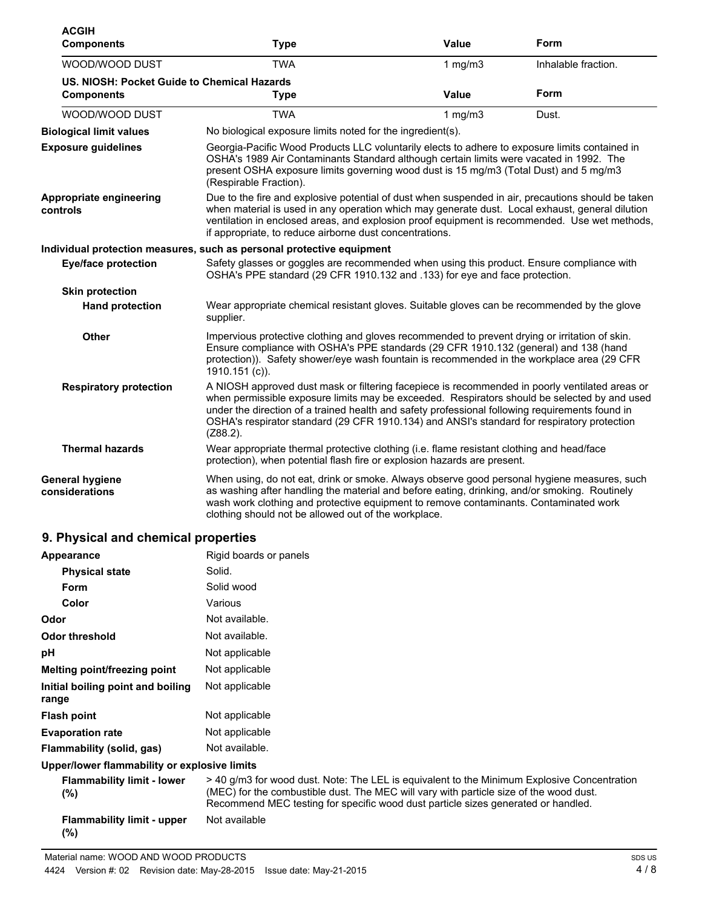**ACGIH**

| Components | Type | Value | Form |
|---|---|---|---|
| WOOD/WOOD DUST | TWA | 1 mg/m3 | Inhalable fraction. |

**US. NIOSH: Pocket Guide to Chemical Hazards**

| Components | Type | Value | Form |
|---|---|---|---|
| WOOD/WOOD DUST | TWA | 1 mg/m3 | Dust. |

**Biological limit values** No biological exposure limits noted for the ingredient(s).

**Exposure guidelines** Georgia-Pacific Wood Products LLC voluntarily elects to adhere to exposure limits contained in OSHA's 1989 Air Contaminants Standard although certain limits were vacated in 1992. The present OSHA exposure limits governing wood dust is 15 mg/m3 (Total Dust) and 5 mg/m3 (Respirable Fraction).

**Appropriate engineering controls** Due to the fire and explosive potential of dust when suspended in air, precautions should be taken when material is used in any operation which may generate dust. Local exhaust, general dilution ventilation in enclosed areas, and explosion proof equipment is recommended. Use wet methods, if appropriate, to reduce airborne dust concentrations.

**Individual protection measures, such as personal protective equipment**

**Eye/face protection** Safety glasses or goggles are recommended when using this product. Ensure compliance with OSHA's PPE standard (29 CFR 1910.132 and .133) for eye and face protection.

**Skin protection**

**Hand protection** Wear appropriate chemical resistant gloves. Suitable gloves can be recommended by the glove supplier.

**Other** Impervious protective clothing and gloves recommended to prevent drying or irritation of skin. Ensure compliance with OSHA's PPE standards (29 CFR 1910.132 (general) and 138 (hand protection)). Safety shower/eye wash fountain is recommended in the workplace area (29 CFR 1910.151 (c)).

**Respiratory protection** A NIOSH approved dust mask or filtering facepiece is recommended in poorly ventilated areas or when permissible exposure limits may be exceeded. Respirators should be selected by and used under the direction of a trained health and safety professional following requirements found in OSHA's respirator standard (29 CFR 1910.134) and ANSI's standard for respiratory protection (Z88.2).

**Thermal hazards** Wear appropriate thermal protective clothing (i.e. flame resistant clothing and head/face protection), when potential flash fire or explosion hazards are present.

**General hygiene considerations** When using, do not eat, drink or smoke. Always observe good personal hygiene measures, such as washing after handling the material and before eating, drinking, and/or smoking. Routinely wash work clothing and protective equipment to remove contaminants. Contaminated work clothing should not be allowed out of the workplace.

## 9. Physical and chemical properties

**Appearance** Rigid boards or panels

**Physical state** Solid.

**Form** Solid wood

**Color** Various

**Odor** Not available.

**Odor threshold** Not available.

**pH** Not applicable

**Melting point/freezing point** Not applicable

**Initial boiling point and boiling range** Not applicable

**Flash point** Not applicable

**Evaporation rate** Not applicable

**Flammability (solid, gas)** Not available.

**Upper/lower flammability or explosive limits**

**Flammability limit - lower (%)** > 40 g/m3 for wood dust. Note: The LEL is equivalent to the Minimum Explosive Concentration (MEC) for the combustible dust. The MEC will vary with particle size of the wood dust. Recommend MEC testing for specific wood dust particle sizes generated or handled.

**Flammability limit - upper (%)** Not available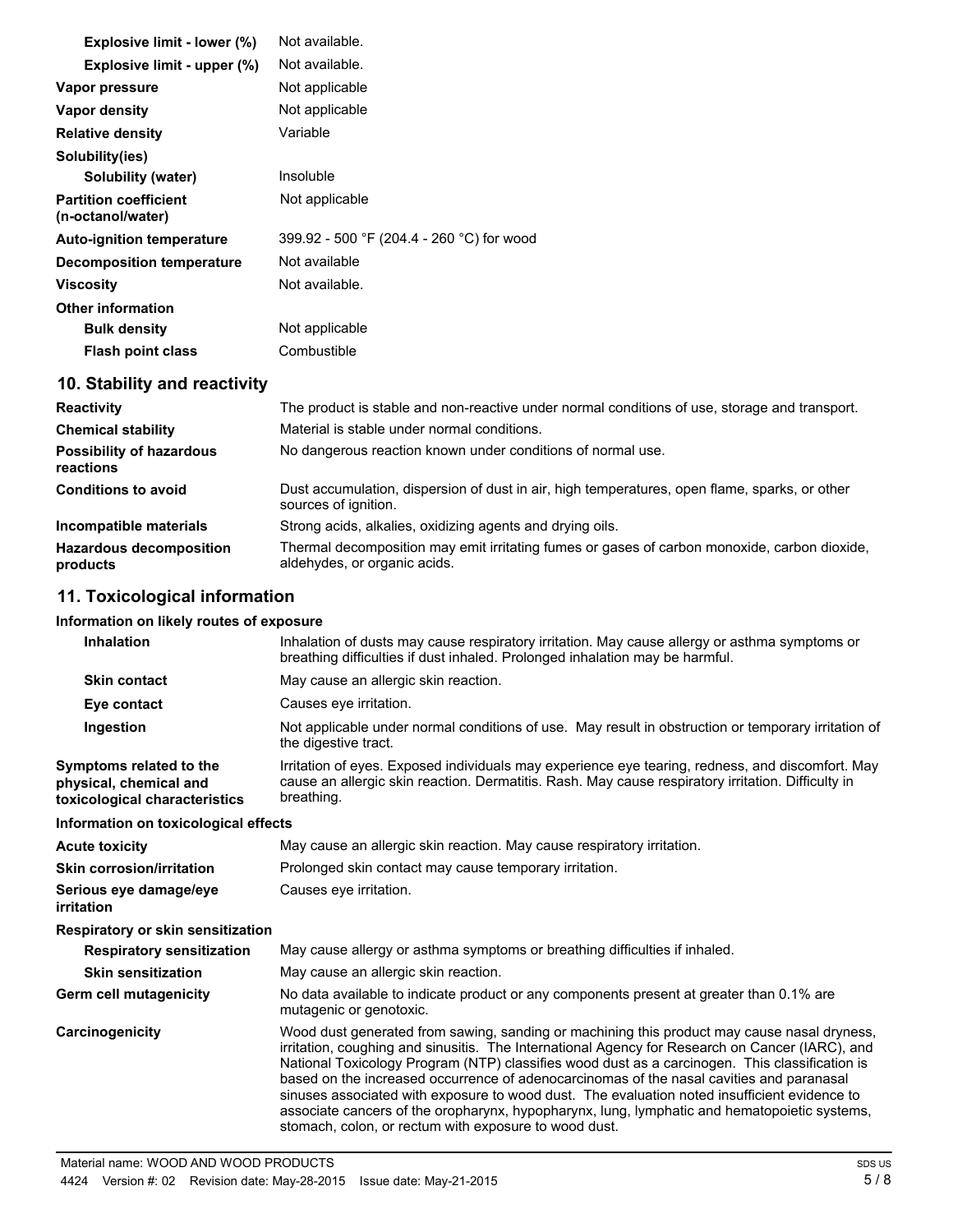| | |
|---|---|
| **Explosive limit - lower (%)** | Not available. |
| **Explosive limit - upper (%)** | Not available. |
| **Vapor pressure** | Not applicable |
| **Vapor density** | Not applicable |
| **Relative density** | Variable |
| **Solubility(ies)** | |
| **Solubility (water)** | Insoluble |
| **Partition coefficient (n-octanol/water)** | Not applicable |
| **Auto-ignition temperature** | 399.92 - 500 °F (204.4 - 260 °C) for wood |
| **Decomposition temperature** | Not available |
| **Viscosity** | Not available. |
| **Other information** | |
| **Bulk density** | Not applicable |
| **Flash point class** | Combustible |

## 10. Stability and reactivity

| | |
|---|---|
| **Reactivity** | The product is stable and non-reactive under normal conditions of use, storage and transport. |
| **Chemical stability** | Material is stable under normal conditions. |
| **Possibility of hazardous reactions** | No dangerous reaction known under conditions of normal use. |
| **Conditions to avoid** | Dust accumulation, dispersion of dust in air, high temperatures, open flame, sparks, or other sources of ignition. |
| **Incompatible materials** | Strong acids, alkalies, oxidizing agents and drying oils. |
| **Hazardous decomposition products** | Thermal decomposition may emit irritating fumes or gases of carbon monoxide, carbon dioxide, aldehydes, or organic acids. |

## 11. Toxicological information

**Information on likely routes of exposure**

| | |
|---|---|
| **Inhalation** | Inhalation of dusts may cause respiratory irritation. May cause allergy or asthma symptoms or breathing difficulties if dust inhaled. Prolonged inhalation may be harmful. |
| **Skin contact** | May cause an allergic skin reaction. |
| **Eye contact** | Causes eye irritation. |
| **Ingestion** | Not applicable under normal conditions of use. May result in obstruction or temporary irritation of the digestive tract. |
| **Symptoms related to the physical, chemical and toxicological characteristics** | Irritation of eyes. Exposed individuals may experience eye tearing, redness, and discomfort. May cause an allergic skin reaction. Dermatitis. Rash. May cause respiratory irritation. Difficulty in breathing. |

**Information on toxicological effects**

| | |
|---|---|
| **Acute toxicity** | May cause an allergic skin reaction. May cause respiratory irritation. |
| **Skin corrosion/irritation** | Prolonged skin contact may cause temporary irritation. |
| **Serious eye damage/eye irritation** | Causes eye irritation. |
| **Respiratory or skin sensitization** | |
| **Respiratory sensitization** | May cause allergy or asthma symptoms or breathing difficulties if inhaled. |
| **Skin sensitization** | May cause an allergic skin reaction. |
| **Germ cell mutagenicity** | No data available to indicate product or any components present at greater than 0.1% are mutagenic or genotoxic. |
| **Carcinogenicity** | Wood dust generated from sawing, sanding or machining this product may cause nasal dryness, irritation, coughing and sinusitis. The International Agency for Research on Cancer (IARC), and National Toxicology Program (NTP) classifies wood dust as a carcinogen. This classification is based on the increased occurrence of adenocarcinomas of the nasal cavities and paranasal sinuses associated with exposure to wood dust. The evaluation noted insufficient evidence to associate cancers of the oropharynx, hypopharynx, lung, lymphatic and hematopoietic systems, stomach, colon, or rectum with exposure to wood dust. |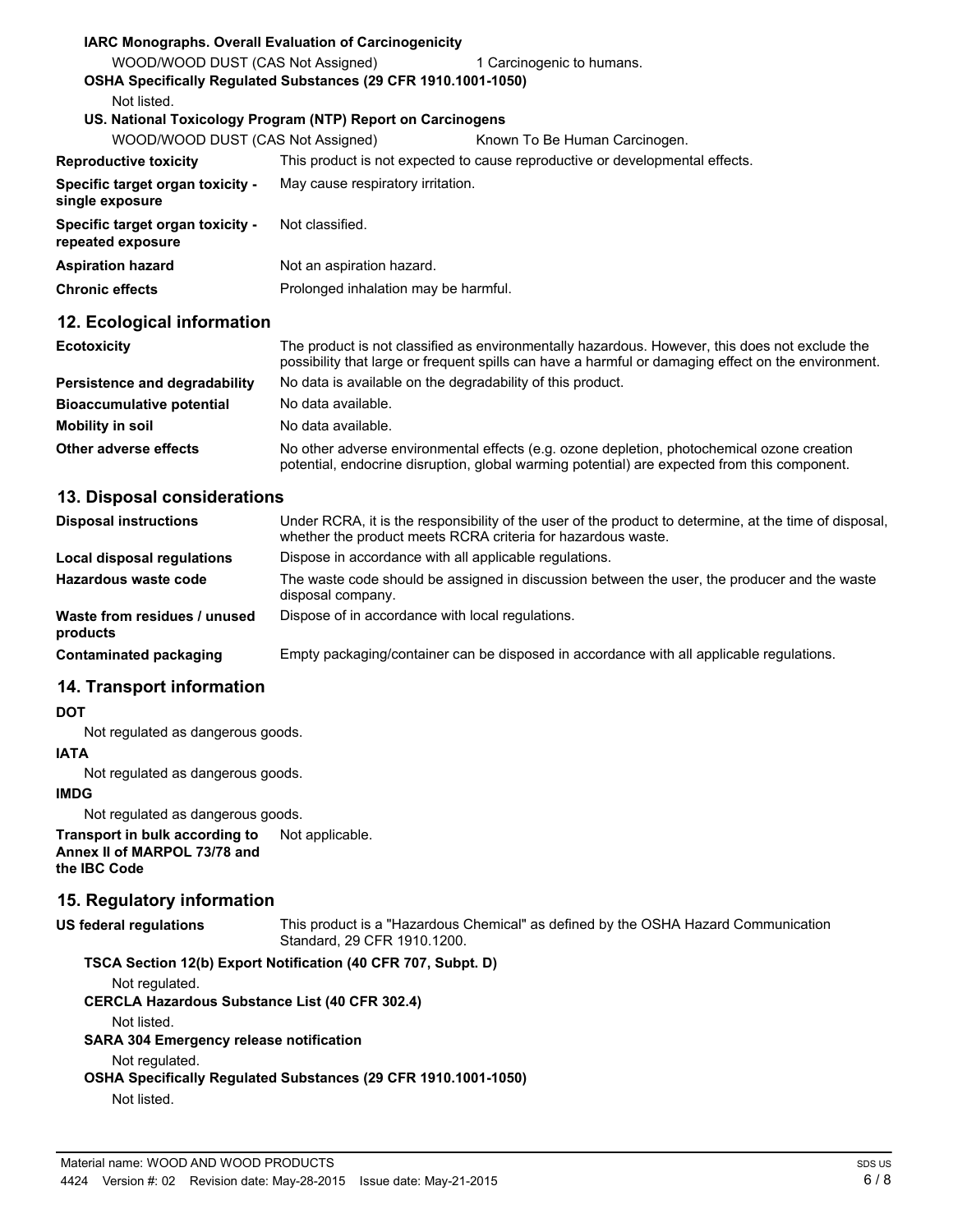**IARC Monographs. Overall Evaluation of Carcinogenicity**

WOOD/WOOD DUST (CAS Not Assigned) 1 Carcinogenic to humans.

**OSHA Specifically Regulated Substances (29 CFR 1910.1001-1050)**

Not listed.

**US. National Toxicology Program (NTP) Report on Carcinogens**

WOOD/WOOD DUST (CAS Not Assigned) Known To Be Human Carcinogen.

| | |
|---|---|
| **Reproductive toxicity** | This product is not expected to cause reproductive or developmental effects. |
| **Specific target organ toxicity - single exposure** | May cause respiratory irritation. |
| **Specific target organ toxicity - repeated exposure** | Not classified. |
| **Aspiration hazard** | Not an aspiration hazard. |
| **Chronic effects** | Prolonged inhalation may be harmful. |

## 12. Ecological information

| | |
|---|---|
| **Ecotoxicity** | The product is not classified as environmentally hazardous. However, this does not exclude the possibility that large or frequent spills can have a harmful or damaging effect on the environment. |
| **Persistence and degradability** | No data is available on the degradability of this product. |
| **Bioaccumulative potential** | No data available. |
| **Mobility in soil** | No data available. |
| **Other adverse effects** | No other adverse environmental effects (e.g. ozone depletion, photochemical ozone creation potential, endocrine disruption, global warming potential) are expected from this component. |

## 13. Disposal considerations

| | |
|---|---|
| **Disposal instructions** | Under RCRA, it is the responsibility of the user of the product to determine, at the time of disposal, whether the product meets RCRA criteria for hazardous waste. |
| **Local disposal regulations** | Dispose in accordance with all applicable regulations. |
| **Hazardous waste code** | The waste code should be assigned in discussion between the user, the producer and the waste disposal company. |
| **Waste from residues / unused products** | Dispose of in accordance with local regulations. |
| **Contaminated packaging** | Empty packaging/container can be disposed in accordance with all applicable regulations. |

## 14. Transport information

**DOT**

Not regulated as dangerous goods.

**IATA**

Not regulated as dangerous goods.

**IMDG**

Not regulated as dangerous goods.

**Transport in bulk according to Annex II of MARPOL 73/78 and the IBC Code** Not applicable.

## 15. Regulatory information

**US federal regulations** This product is a "Hazardous Chemical" as defined by the OSHA Hazard Communication Standard, 29 CFR 1910.1200.

**TSCA Section 12(b) Export Notification (40 CFR 707, Subpt. D)**

Not regulated.

**CERCLA Hazardous Substance List (40 CFR 302.4)**

Not listed.

**SARA 304 Emergency release notification**

Not regulated.

**OSHA Specifically Regulated Substances (29 CFR 1910.1001-1050)**

Not listed.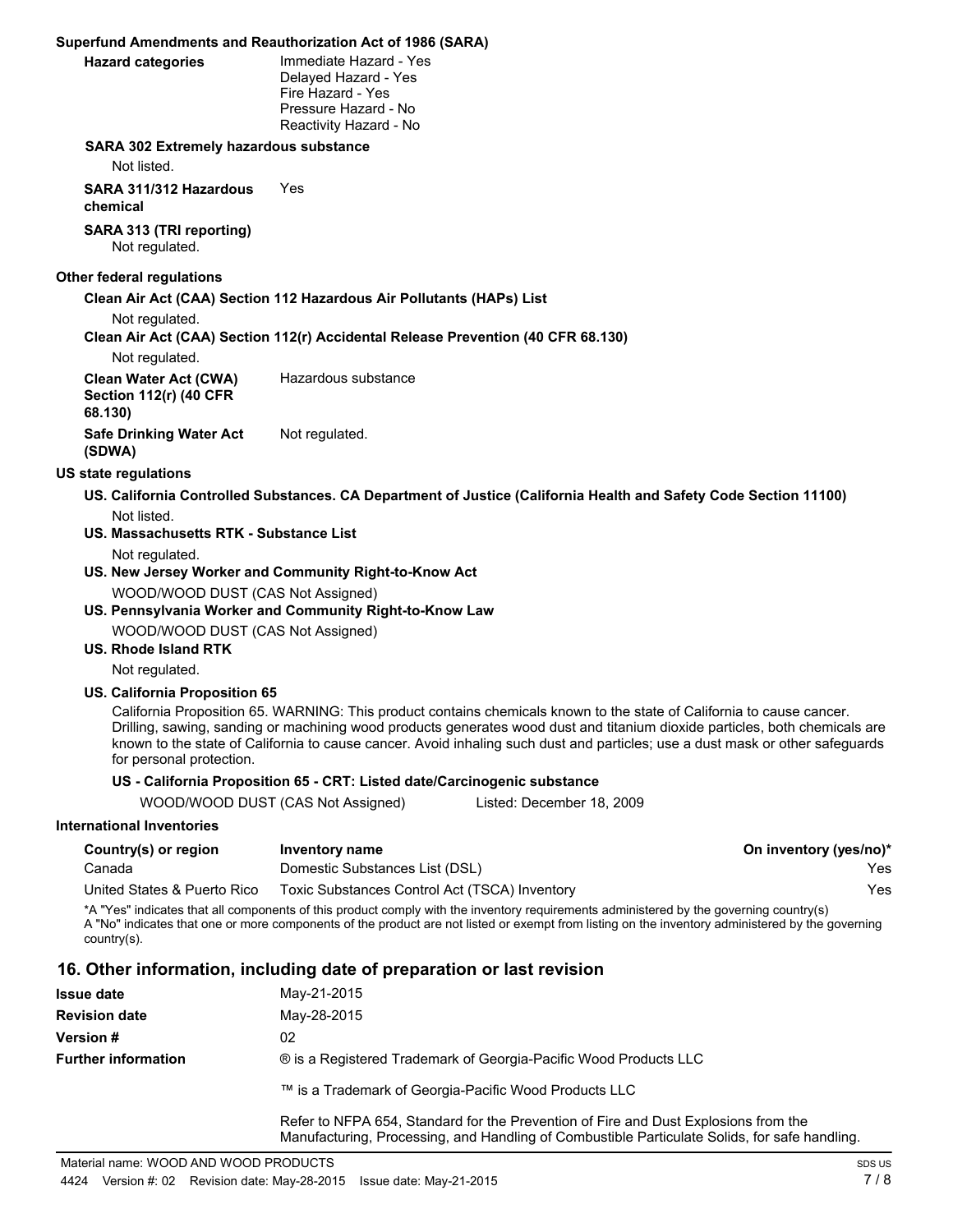**Superfund Amendments and Reauthorization Act of 1986 (SARA)**

**Hazard categories**
Immediate Hazard - Yes
Delayed Hazard - Yes
Fire Hazard - Yes
Pressure Hazard - No
Reactivity Hazard - No

**SARA 302 Extremely hazardous substance**

Not listed.

**SARA 311/312 Hazardous chemical** Yes

**SARA 313 (TRI reporting)**

Not regulated.

**Other federal regulations**

**Clean Air Act (CAA) Section 112 Hazardous Air Pollutants (HAPs) List**

Not regulated.

**Clean Air Act (CAA) Section 112(r) Accidental Release Prevention (40 CFR 68.130)**

Not regulated.

**Clean Water Act (CWA) Section 112(r) (40 CFR 68.130)** Hazardous substance

**Safe Drinking Water Act (SDWA)** Not regulated.

**US state regulations**

**US. California Controlled Substances. CA Department of Justice (California Health and Safety Code Section 11100)**

Not listed.

**US. Massachusetts RTK - Substance List**

Not regulated.

**US. New Jersey Worker and Community Right-to-Know Act**

WOOD/WOOD DUST (CAS Not Assigned)

**US. Pennsylvania Worker and Community Right-to-Know Law**

WOOD/WOOD DUST (CAS Not Assigned)

**US. Rhode Island RTK**

Not regulated.

**US. California Proposition 65**

California Proposition 65. WARNING: This product contains chemicals known to the state of California to cause cancer. Drilling, sawing, sanding or machining wood products generates wood dust and titanium dioxide particles, both chemicals are known to the state of California to cause cancer. Avoid inhaling such dust and particles; use a dust mask or other safeguards for personal protection.

**US - California Proposition 65 - CRT: Listed date/Carcinogenic substance**

WOOD/WOOD DUST (CAS Not Assigned) Listed: December 18, 2009

**International Inventories**

| Country(s) or region | Inventory name | On inventory (yes/no)* |
|---|---|---|
| Canada | Domestic Substances List (DSL) | Yes |
| United States & Puerto Rico | Toxic Substances Control Act (TSCA) Inventory | Yes |

*A "Yes" indicates that all components of this product comply with the inventory requirements administered by the governing country(s)
A "No" indicates that one or more components of the product are not listed or exempt from listing on the inventory administered by the governing country(s).

## 16. Other information, including date of preparation or last revision

**Issue date** May-21-2015

**Revision date** May-28-2015

**Version #** 02

**Further information** ® is a Registered Trademark of Georgia-Pacific Wood Products LLC

™ is a Trademark of Georgia-Pacific Wood Products LLC

Refer to NFPA 654, Standard for the Prevention of Fire and Dust Explosions from the Manufacturing, Processing, and Handling of Combustible Particulate Solids, for safe handling.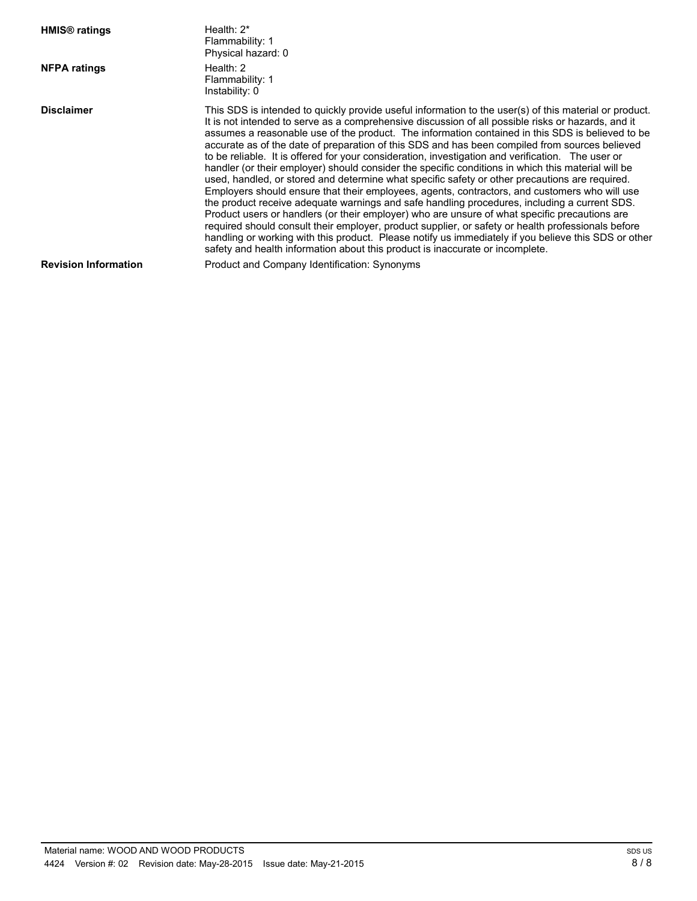**HMIS® ratings**

Health: 2*
Flammability: 1
Physical hazard: 0

**NFPA ratings**

Health: 2
Flammability: 1
Instability: 0

**Disclaimer**

This SDS is intended to quickly provide useful information to the user(s) of this material or product. It is not intended to serve as a comprehensive discussion of all possible risks or hazards, and it assumes a reasonable use of the product. The information contained in this SDS is believed to be accurate as of the date of preparation of this SDS and has been compiled from sources believed to be reliable. It is offered for your consideration, investigation and verification. The user or handler (or their employer) should consider the specific conditions in which this material will be used, handled, or stored and determine what specific safety or other precautions are required. Employers should ensure that their employees, agents, contractors, and customers who will use the product receive adequate warnings and safe handling procedures, including a current SDS. Product users or handlers (or their employer) who are unsure of what specific precautions are required should consult their employer, product supplier, or safety or health professionals before handling or working with this product. Please notify us immediately if you believe this SDS or other safety and health information about this product is inaccurate or incomplete.

**Revision Information**

Product and Company Identification: Synonyms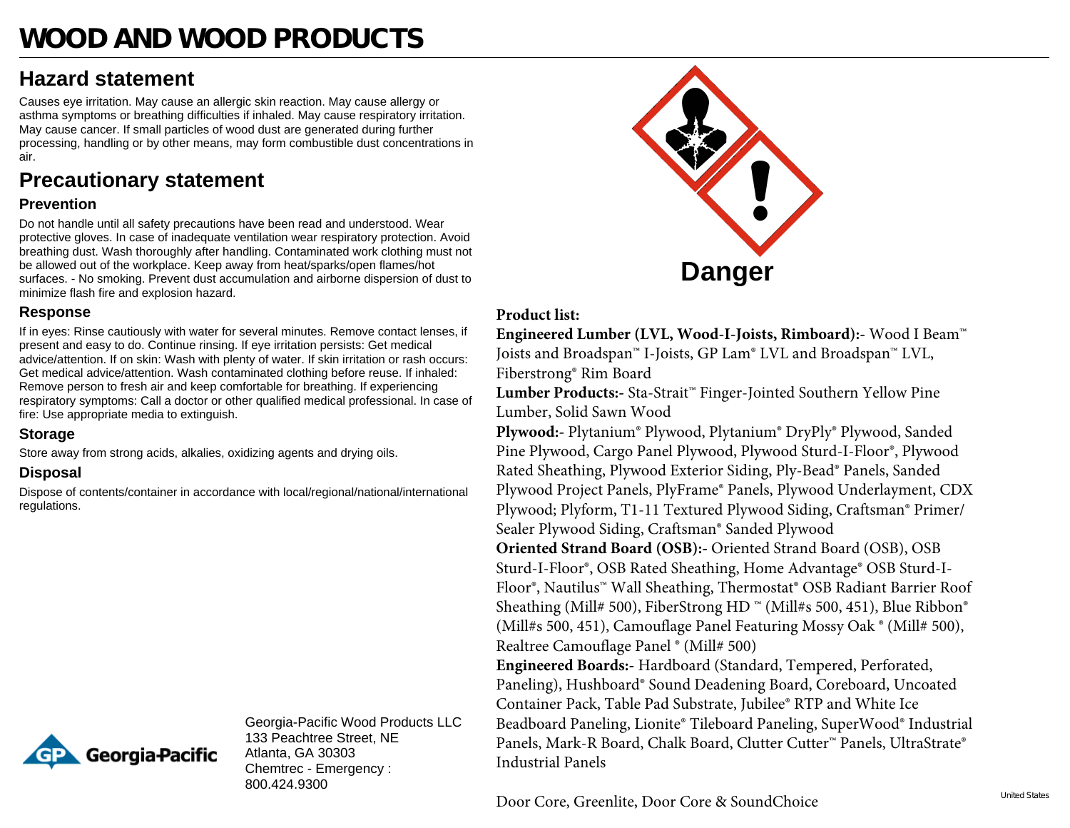# WOOD AND WOOD PRODUCTS

## Hazard statement

Causes eye irritation. May cause an allergic skin reaction. May cause allergy or asthma symptoms or breathing difficulties if inhaled. May cause respiratory irritation. May cause cancer. If small particles of wood dust are generated during further processing, handling or by other means, may form combustible dust concentrations in air.

## Precautionary statement

### Prevention

Do not handle until all safety precautions have been read and understood. Wear protective gloves. In case of inadequate ventilation wear respiratory protection. Avoid breathing dust. Wash thoroughly after handling. Contaminated work clothing must not be allowed out of the workplace. Keep away from heat/sparks/open flames/hot surfaces. - No smoking. Prevent dust accumulation and airborne dispersion of dust to minimize flash fire and explosion hazard.

### Response

If in eyes: Rinse cautiously with water for several minutes. Remove contact lenses, if present and easy to do. Continue rinsing. If eye irritation persists: Get medical advice/attention. If on skin: Wash with plenty of water. If skin irritation or rash occurs: Get medical advice/attention. Wash contaminated clothing before reuse. If inhaled: Remove person to fresh air and keep comfortable for breathing. If experiencing respiratory symptoms: Call a doctor or other qualified medical professional. In case of fire: Use appropriate media to extinguish.

### Storage

Store away from strong acids, alkalies, oxidizing agents and drying oils.

### Disposal

Dispose of contents/container in accordance with local/regional/national/international regulations.

**Danger**

**Product list:**

**Engineered Lumber (LVL, Wood-I-Joists, Rimboard):-** Wood I Beam™ Joists and Broadspan™ I-Joists, GP Lam® LVL and Broadspan™ LVL, Fiberstrong® Rim Board

**Lumber Products:-** Sta-Strait™ Finger-Jointed Southern Yellow Pine Lumber, Solid Sawn Wood

**Plywood:-** Plytanium® Plywood, Plytanium® DryPly® Plywood, Sanded Pine Plywood, Cargo Panel Plywood, Plywood Sturd-I-Floor®, Plywood Rated Sheathing, Plywood Exterior Siding, Ply-Bead® Panels, Sanded Plywood Project Panels, PlyFrame® Panels, Plywood Underlayment, CDX Plywood; Plyform, T1-11 Textured Plywood Siding, Craftsman® Primer/ Sealer Plywood Siding, Craftsman® Sanded Plywood

**Oriented Strand Board (OSB):-** Oriented Strand Board (OSB), OSB Sturd-I-Floor®, OSB Rated Sheathing, Home Advantage® OSB Sturd-I-Floor®, Nautilus™ Wall Sheathing, Thermostat® OSB Radiant Barrier Roof Sheathing (Mill# 500), FiberStrong HD ™ (Mill#s 500, 451), Blue Ribbon® (Mill#s 500, 451), Camouflage Panel Featuring Mossy Oak ® (Mill# 500), Realtree Camouflage Panel ® (Mill# 500)

**Engineered Boards:-** Hardboard (Standard, Tempered, Perforated, Paneling), Hushboard® Sound Deadening Board, Coreboard, Uncoated Container Pack, Table Pad Substrate, Jubilee® RTP and White Ice Beadboard Paneling, Lionite® Tileboard Paneling, SuperWood® Industrial Panels, Mark-R Board, Chalk Board, Clutter Cutter™ Panels, UltraStrate® Industrial Panels

Door Core, Greenlite, Door Core & SoundChoice

Georgia-Pacific

Georgia-Pacific Wood Products LLC
133 Peachtree Street, NE
Atlanta, GA 30303
Chemtrec - Emergency : 800.424.9300

United States